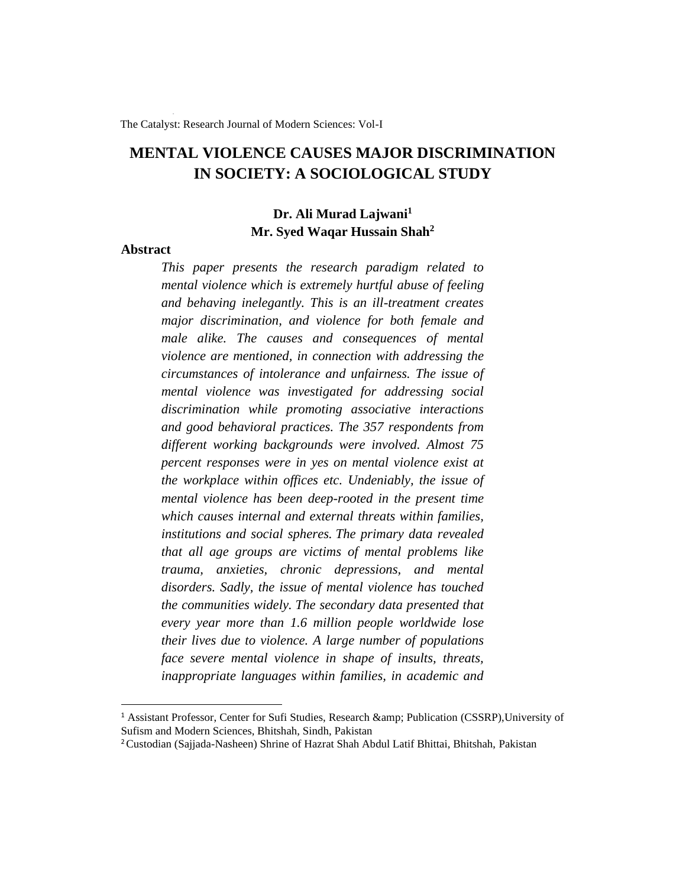# MENTAL VIOLENCE CAUSES MAJOR DISCRIMINATION IN SOCIETY: A SOCIOLOGICAL STUDY

**Dr. Ali Murad Lajwani**[1]
**Mr. Syed Waqar Hussain Shah**[2]

## Abstract

*This paper presents the research paradigm related to mental violence which is extremely hurtful abuse of feeling and behaving inelegantly. This is an ill-treatment creates major discrimination, and violence for both female and male alike. The causes and consequences of mental violence are mentioned, in connection with addressing the circumstances of intolerance and unfairness. The issue of mental violence was investigated for addressing social discrimination while promoting associative interactions and good behavioral practices. The 357 respondents from different working backgrounds were involved. Almost 75 percent responses were in yes on mental violence exist at the workplace within offices etc. Undeniably, the issue of mental violence has been deep-rooted in the present time which causes internal and external threats within families, institutions and social spheres. The primary data revealed that all age groups are victims of mental problems like trauma, anxieties, chronic depressions, and mental disorders. Sadly, the issue of mental violence has touched the communities widely. The secondary data presented that every year more than 1.6 million people worldwide lose their lives due to violence. A large number of populations face severe mental violence in shape of insults, threats, inappropriate languages within families, in academic and*

---

[1] Assistant Professor, Center for Sufi Studies, Research &amp; Publication (CSSRP),University of Sufism and Modern Sciences, Bhitshah, Sindh, Pakistan

[2] Custodian (Sajjada-Nasheen) Shrine of Hazrat Shah Abdul Latif Bhittai, Bhitshah, Pakistan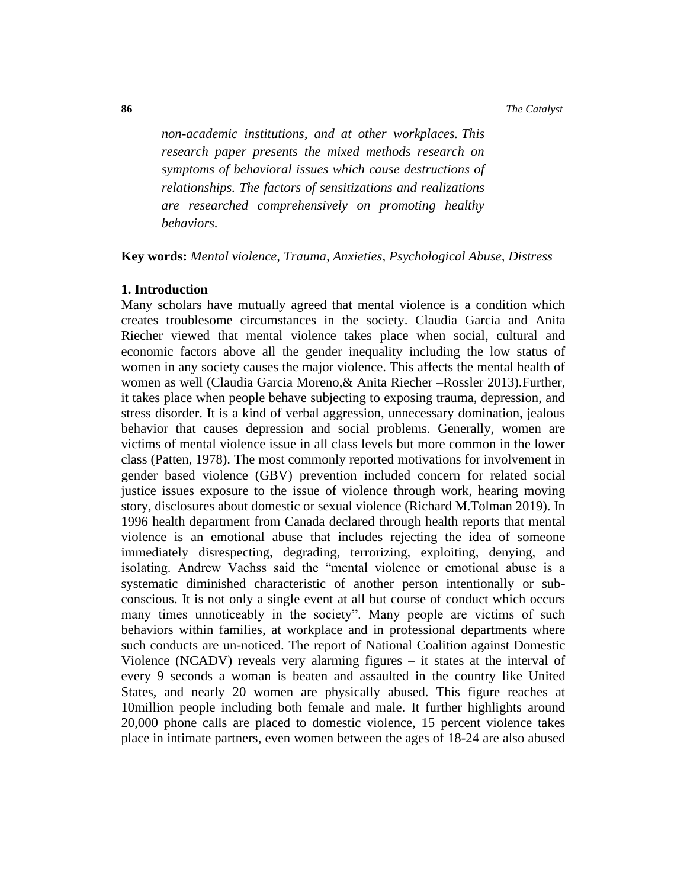*non-academic institutions, and at other workplaces. This research paper presents the mixed methods research on symptoms of behavioral issues which cause destructions of relationships. The factors of sensitizations and realizations are researched comprehensively on promoting healthy behaviors.*

**Key words:** *Mental violence, Trauma, Anxieties, Psychological Abuse, Distress*

## 1. Introduction

Many scholars have mutually agreed that mental violence is a condition which creates troublesome circumstances in the society. Claudia Garcia and Anita Riecher viewed that mental violence takes place when social, cultural and economic factors above all the gender inequality including the low status of women in any society causes the major violence. This affects the mental health of women as well (Claudia Garcia Moreno,& Anita Riecher –Rossler 2013).Further, it takes place when people behave subjecting to exposing trauma, depression, and stress disorder. It is a kind of verbal aggression, unnecessary domination, jealous behavior that causes depression and social problems. Generally, women are victims of mental violence issue in all class levels but more common in the lower class (Patten, 1978). The most commonly reported motivations for involvement in gender based violence (GBV) prevention included concern for related social justice issues exposure to the issue of violence through work, hearing moving story, disclosures about domestic or sexual violence (Richard M.Tolman 2019). In 1996 health department from Canada declared through health reports that mental violence is an emotional abuse that includes rejecting the idea of someone immediately disrespecting, degrading, terrorizing, exploiting, denying, and isolating. Andrew Vachss said the "mental violence or emotional abuse is a systematic diminished characteristic of another person intentionally or sub-conscious. It is not only a single event at all but course of conduct which occurs many times unnoticeably in the society". Many people are victims of such behaviors within families, at workplace and in professional departments where such conducts are un-noticed. The report of National Coalition against Domestic Violence (NCADV) reveals very alarming figures – it states at the interval of every 9 seconds a woman is beaten and assaulted in the country like United States, and nearly 20 women are physically abused. This figure reaches at 10million people including both female and male. It further highlights around 20,000 phone calls are placed to domestic violence, 15 percent violence takes place in intimate partners, even women between the ages of 18-24 are also abused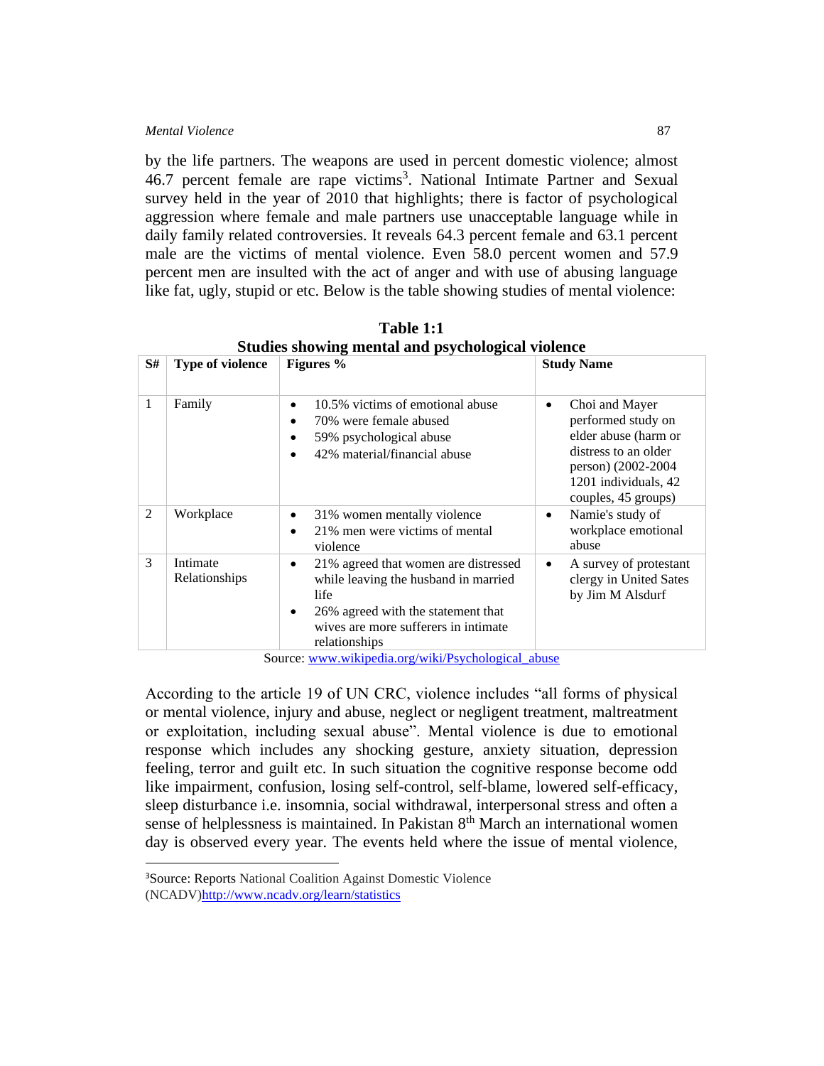by the life partners. The weapons are used in percent domestic violence; almost 46.7 percent female are rape victims[3]. National Intimate Partner and Sexual survey held in the year of 2010 that highlights; there is factor of psychological aggression where female and male partners use unacceptable language while in daily family related controversies. It reveals 64.3 percent female and 63.1 percent male are the victims of mental violence. Even 58.0 percent women and 57.9 percent men are insulted with the act of anger and with use of abusing language like fat, ugly, stupid or etc. Below is the table showing studies of mental violence:

**Table 1:1**
**Studies showing mental and psychological violence**

| S# | Type of violence | Figures % | Study Name |
|---|---|---|---|
| 1 | Family | • 10.5% victims of emotional abuse<br>• 70% were female abused<br>• 59% psychological abuse<br>• 42% material/financial abuse | • Choi and Mayer performed study on elder abuse (harm or distress to an older person) (2002-2004 1201 individuals, 42 couples, 45 groups) |
| 2 | Workplace | • 31% women mentally violence<br>• 21% men were victims of mental violence | • Namie's study of workplace emotional abuse |
| 3 | Intimate Relationships | • 21% agreed that women are distressed while leaving the husband in married life<br>• 26% agreed with the statement that wives are more sufferers in intimate relationships | • A survey of protestant clergy in United Sates by Jim M Alsdurf |

Source: www.wikipedia.org/wiki/Psychological_abuse

According to the article 19 of UN CRC, violence includes "all forms of physical or mental violence, injury and abuse, neglect or negligent treatment, maltreatment or exploitation, including sexual abuse". Mental violence is due to emotional response which includes any shocking gesture, anxiety situation, depression feeling, terror and guilt etc. In such situation the cognitive response become odd like impairment, confusion, losing self-control, self-blame, lowered self-efficacy, sleep disturbance i.e. insomnia, social withdrawal, interpersonal stress and often a sense of helplessness is maintained. In Pakistan 8th March an international women day is observed every year. The events held where the issue of mental violence,

[3]Source: Reports National Coalition Against Domestic Violence (NCADV)http://www.ncadv.org/learn/statistics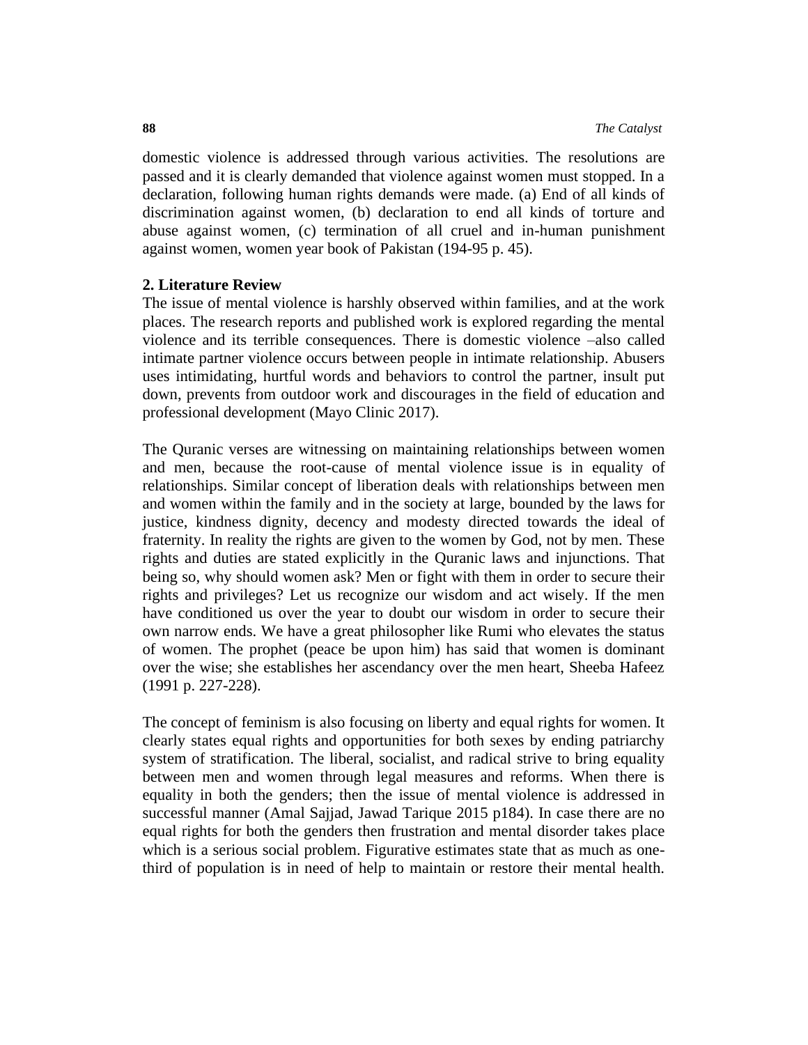domestic violence is addressed through various activities. The resolutions are passed and it is clearly demanded that violence against women must stopped. In a declaration, following human rights demands were made. (a) End of all kinds of discrimination against women, (b) declaration to end all kinds of torture and abuse against women, (c) termination of all cruel and in-human punishment against women, women year book of Pakistan (194-95 p. 45).

## 2. Literature Review

The issue of mental violence is harshly observed within families, and at the work places. The research reports and published work is explored regarding the mental violence and its terrible consequences. There is domestic violence –also called intimate partner violence occurs between people in intimate relationship. Abusers uses intimidating, hurtful words and behaviors to control the partner, insult put down, prevents from outdoor work and discourages in the field of education and professional development (Mayo Clinic 2017).

The Quranic verses are witnessing on maintaining relationships between women and men, because the root-cause of mental violence issue is in equality of relationships. Similar concept of liberation deals with relationships between men and women within the family and in the society at large, bounded by the laws for justice, kindness dignity, decency and modesty directed towards the ideal of fraternity. In reality the rights are given to the women by God, not by men. These rights and duties are stated explicitly in the Quranic laws and injunctions. That being so, why should women ask? Men or fight with them in order to secure their rights and privileges? Let us recognize our wisdom and act wisely. If the men have conditioned us over the year to doubt our wisdom in order to secure their own narrow ends. We have a great philosopher like Rumi who elevates the status of women. The prophet (peace be upon him) has said that women is dominant over the wise; she establishes her ascendancy over the men heart, Sheeba Hafeez (1991 p. 227-228).

The concept of feminism is also focusing on liberty and equal rights for women. It clearly states equal rights and opportunities for both sexes by ending patriarchy system of stratification. The liberal, socialist, and radical strive to bring equality between men and women through legal measures and reforms. When there is equality in both the genders; then the issue of mental violence is addressed in successful manner (Amal Sajjad, Jawad Tarique 2015 p184). In case there are no equal rights for both the genders then frustration and mental disorder takes place which is a serious social problem. Figurative estimates state that as much as one-third of population is in need of help to maintain or restore their mental health.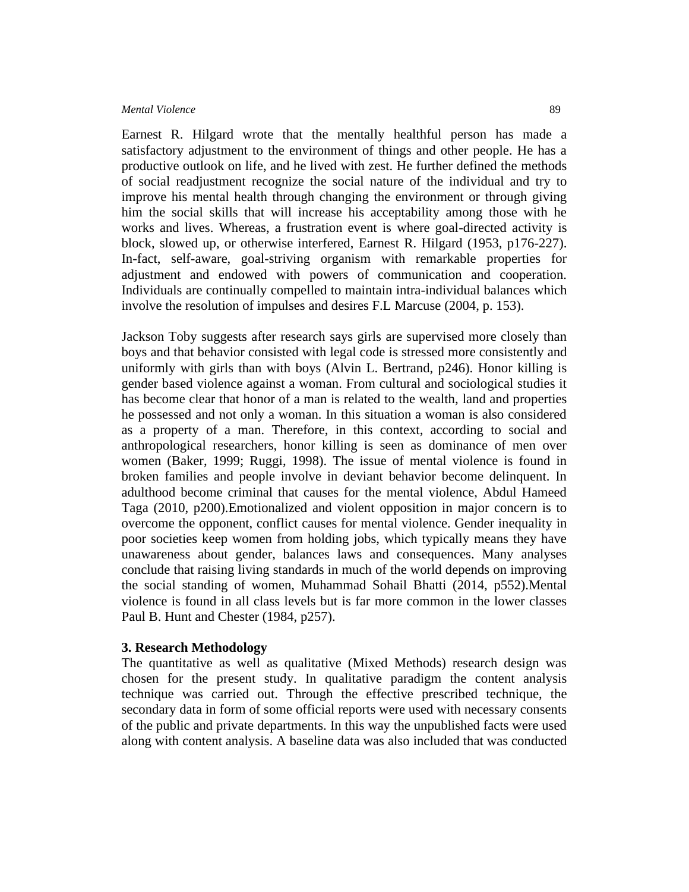Earnest R. Hilgard wrote that the mentally healthful person has made a satisfactory adjustment to the environment of things and other people. He has a productive outlook on life, and he lived with zest. He further defined the methods of social readjustment recognize the social nature of the individual and try to improve his mental health through changing the environment or through giving him the social skills that will increase his acceptability among those with he works and lives. Whereas, a frustration event is where goal-directed activity is block, slowed up, or otherwise interfered, Earnest R. Hilgard (1953, p176-227). In-fact, self-aware, goal-striving organism with remarkable properties for adjustment and endowed with powers of communication and cooperation. Individuals are continually compelled to maintain intra-individual balances which involve the resolution of impulses and desires F.L Marcuse (2004, p. 153).

Jackson Toby suggests after research says girls are supervised more closely than boys and that behavior consisted with legal code is stressed more consistently and uniformly with girls than with boys (Alvin L. Bertrand, p246). Honor killing is gender based violence against a woman. From cultural and sociological studies it has become clear that honor of a man is related to the wealth, land and properties he possessed and not only a woman. In this situation a woman is also considered as a property of a man. Therefore, in this context, according to social and anthropological researchers, honor killing is seen as dominance of men over women (Baker, 1999; Ruggi, 1998). The issue of mental violence is found in broken families and people involve in deviant behavior become delinquent. In adulthood become criminal that causes for the mental violence, Abdul Hameed Taga (2010, p200).Emotionalized and violent opposition in major concern is to overcome the opponent, conflict causes for mental violence. Gender inequality in poor societies keep women from holding jobs, which typically means they have unawareness about gender, balances laws and consequences. Many analyses conclude that raising living standards in much of the world depends on improving the social standing of women, Muhammad Sohail Bhatti (2014, p552).Mental violence is found in all class levels but is far more common in the lower classes Paul B. Hunt and Chester (1984, p257).

## 3. Research Methodology

The quantitative as well as qualitative (Mixed Methods) research design was chosen for the present study. In qualitative paradigm the content analysis technique was carried out. Through the effective prescribed technique, the secondary data in form of some official reports were used with necessary consents of the public and private departments. In this way the unpublished facts were used along with content analysis. A baseline data was also included that was conducted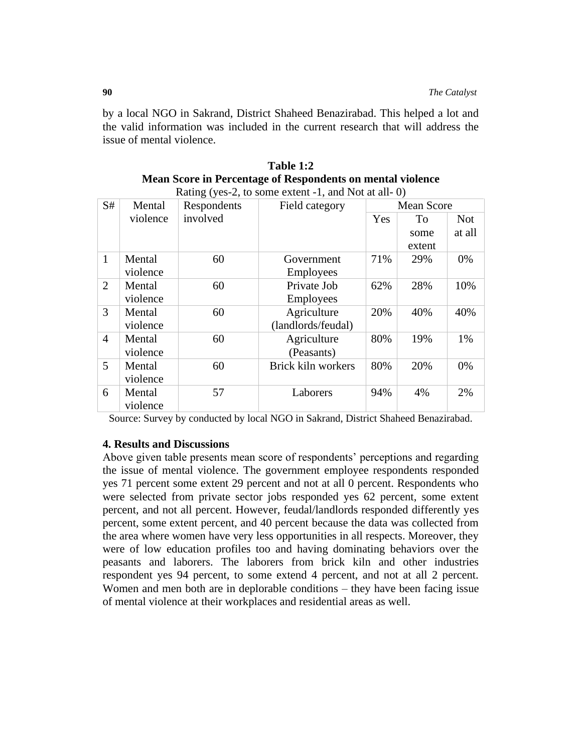by a local NGO in Sakrand, District Shaheed Benazirabad. This helped a lot and the valid information was included in the current research that will address the issue of mental violence.

**Table 1:2**
**Mean Score in Percentage of Respondents on mental violence**
Rating (yes-2, to some extent -1, and Not at all- 0)

| S# | Mental violence | Respondents involved | Field category | Mean Score | | |
|---|---|---|---|---|---|---|
| | | | | Yes | To some extent | Not at all |
| 1 | Mental violence | 60 | Government Employees | 71% | 29% | 0% |
| 2 | Mental violence | 60 | Private Job Employees | 62% | 28% | 10% |
| 3 | Mental violence | 60 | Agriculture (landlords/feudal) | 20% | 40% | 40% |
| 4 | Mental violence | 60 | Agriculture (Peasants) | 80% | 19% | 1% |
| 5 | Mental violence | 60 | Brick kiln workers | 80% | 20% | 0% |
| 6 | Mental violence | 57 | Laborers | 94% | 4% | 2% |

Source: Survey by conducted by local NGO in Sakrand, District Shaheed Benazirabad.

### 4. Results and Discussions

Above given table presents mean score of respondents' perceptions and regarding the issue of mental violence. The government employee respondents responded yes 71 percent some extent 29 percent and not at all 0 percent. Respondents who were selected from private sector jobs responded yes 62 percent, some extent percent, and not all percent. However, feudal/landlords responded differently yes percent, some extent percent, and 40 percent because the data was collected from the area where women have very less opportunities in all respects. Moreover, they were of low education profiles too and having dominating behaviors over the peasants and laborers. The laborers from brick kiln and other industries respondent yes 94 percent, to some extend 4 percent, and not at all 2 percent. Women and men both are in deplorable conditions – they have been facing issue of mental violence at their workplaces and residential areas as well.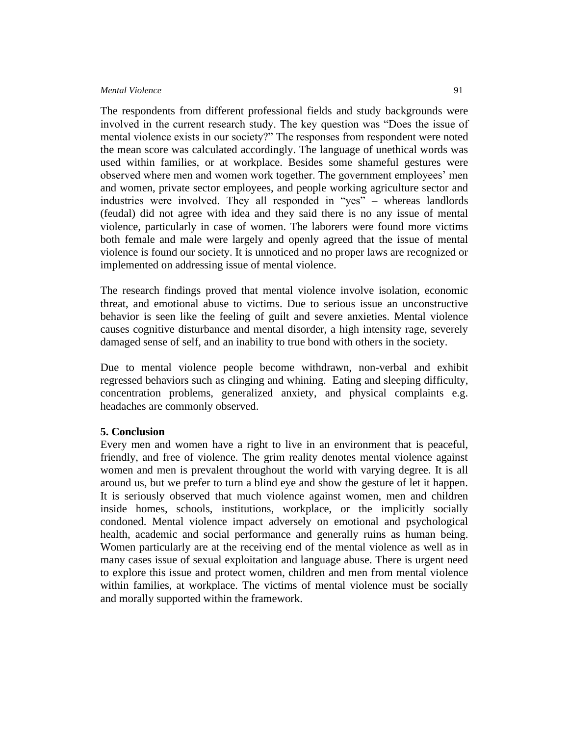The respondents from different professional fields and study backgrounds were involved in the current research study. The key question was "Does the issue of mental violence exists in our society?" The responses from respondent were noted the mean score was calculated accordingly. The language of unethical words was used within families, or at workplace. Besides some shameful gestures were observed where men and women work together. The government employees' men and women, private sector employees, and people working agriculture sector and industries were involved. They all responded in "yes" – whereas landlords (feudal) did not agree with idea and they said there is no any issue of mental violence, particularly in case of women. The laborers were found more victims both female and male were largely and openly agreed that the issue of mental violence is found our society. It is unnoticed and no proper laws are recognized or implemented on addressing issue of mental violence.

The research findings proved that mental violence involve isolation, economic threat, and emotional abuse to victims. Due to serious issue an unconstructive behavior is seen like the feeling of guilt and severe anxieties. Mental violence causes cognitive disturbance and mental disorder, a high intensity rage, severely damaged sense of self, and an inability to true bond with others in the society.

Due to mental violence people become withdrawn, non-verbal and exhibit regressed behaviors such as clinging and whining. Eating and sleeping difficulty, concentration problems, generalized anxiety, and physical complaints e.g. headaches are commonly observed.

## 5. Conclusion

Every men and women have a right to live in an environment that is peaceful, friendly, and free of violence. The grim reality denotes mental violence against women and men is prevalent throughout the world with varying degree. It is all around us, but we prefer to turn a blind eye and show the gesture of let it happen. It is seriously observed that much violence against women, men and children inside homes, schools, institutions, workplace, or the implicitly socially condoned. Mental violence impact adversely on emotional and psychological health, academic and social performance and generally ruins as human being. Women particularly are at the receiving end of the mental violence as well as in many cases issue of sexual exploitation and language abuse. There is urgent need to explore this issue and protect women, children and men from mental violence within families, at workplace. The victims of mental violence must be socially and morally supported within the framework.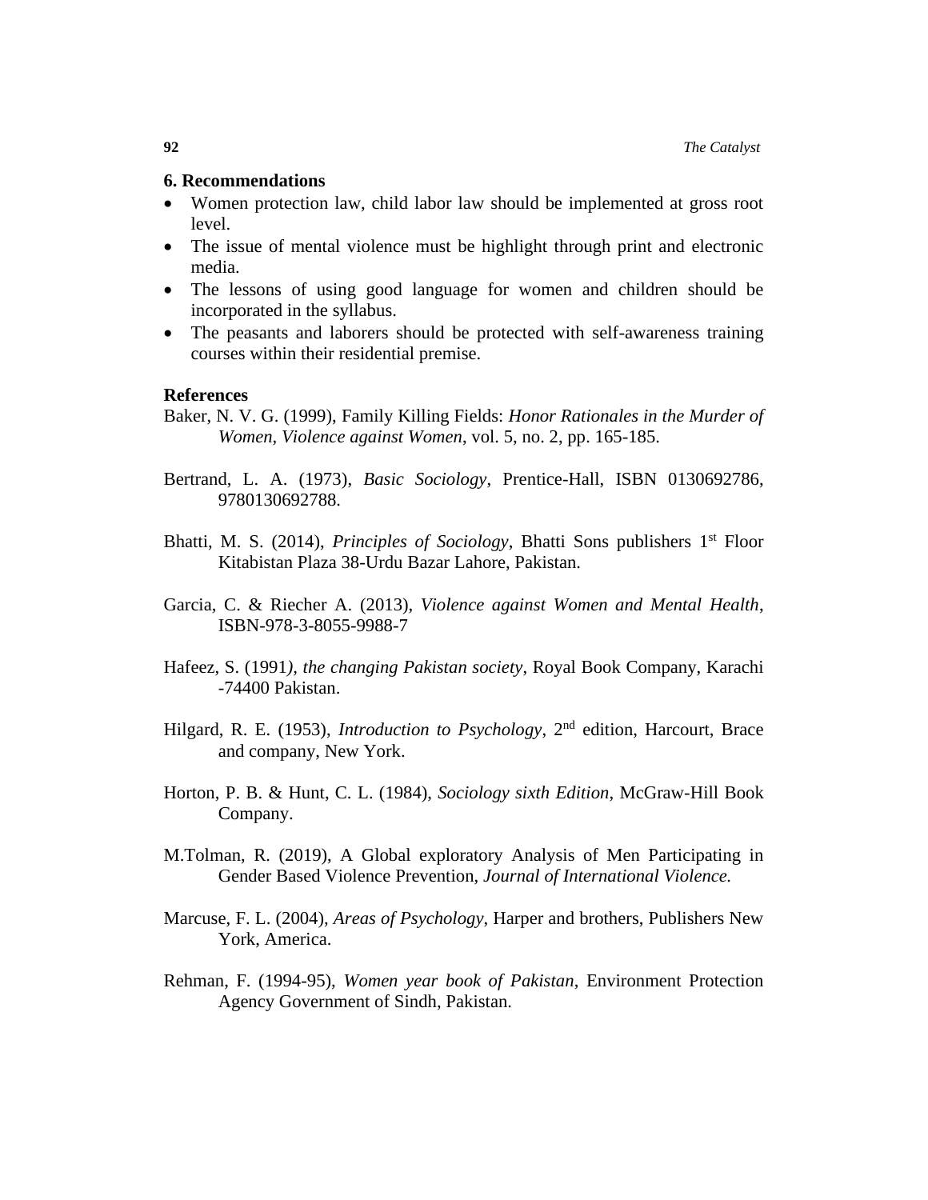## 6. Recommendations

- Women protection law, child labor law should be implemented at gross root level.
- The issue of mental violence must be highlight through print and electronic media.
- The lessons of using good language for women and children should be incorporated in the syllabus.
- The peasants and laborers should be protected with self-awareness training courses within their residential premise.

## References

Baker, N. V. G. (1999), Family Killing Fields: *Honor Rationales in the Murder of Women, Violence against Women*, vol. 5, no. 2, pp. 165-185.

Bertrand, L. A. (1973), *Basic Sociology*, Prentice-Hall, ISBN 0130692786, 9780130692788.

Bhatti, M. S. (2014), *Principles of Sociology*, Bhatti Sons publishers 1st Floor Kitabistan Plaza 38-Urdu Bazar Lahore, Pakistan.

Garcia, C. & Riecher A. (2013), *Violence against Women and Mental Health*, ISBN-978-3-8055-9988-7

Hafeez, S. (1991*), the changing Pakistan society*, Royal Book Company, Karachi -74400 Pakistan.

Hilgard, R. E. (1953), *Introduction to Psychology*, 2nd edition, Harcourt, Brace and company, New York.

Horton, P. B. & Hunt, C. L. (1984), *Sociology sixth Edition*, McGraw-Hill Book Company.

M.Tolman, R. (2019), A Global exploratory Analysis of Men Participating in Gender Based Violence Prevention, *Journal of International Violence.*

Marcuse, F. L. (2004), *Areas of Psychology*, Harper and brothers, Publishers New York, America.

Rehman, F. (1994-95), *Women year book of Pakistan*, Environment Protection Agency Government of Sindh, Pakistan.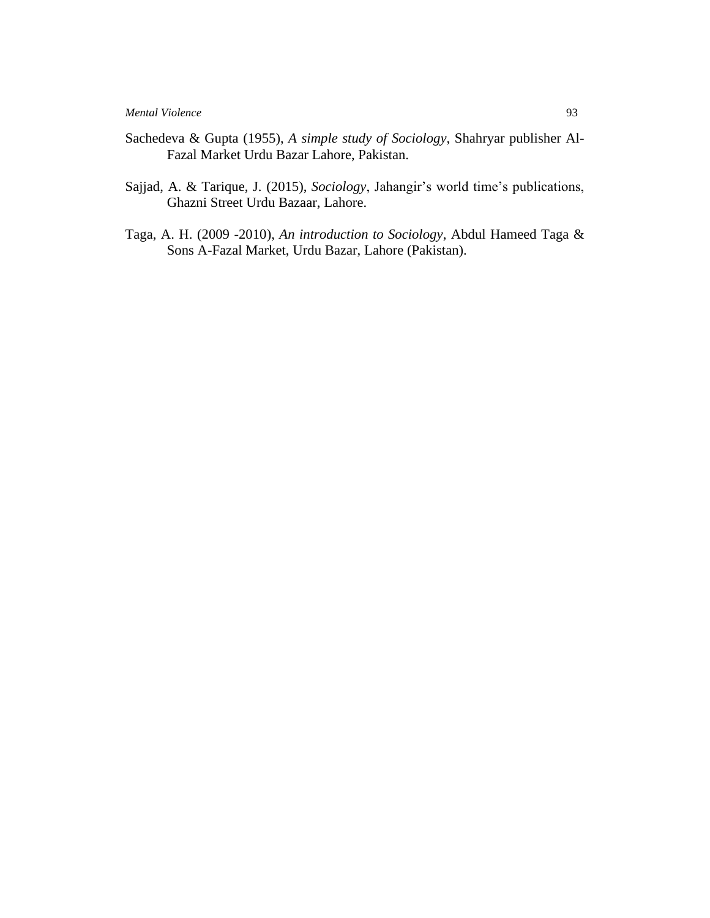Sachedeva & Gupta (1955), *A simple study of Sociology*, Shahryar publisher Al-Fazal Market Urdu Bazar Lahore, Pakistan.

Sajjad, A. & Tarique, J. (2015), *Sociology*, Jahangir's world time's publications, Ghazni Street Urdu Bazaar, Lahore.

Taga, A. H. (2009 -2010), *An introduction to Sociology*, Abdul Hameed Taga & Sons A-Fazal Market, Urdu Bazar, Lahore (Pakistan).